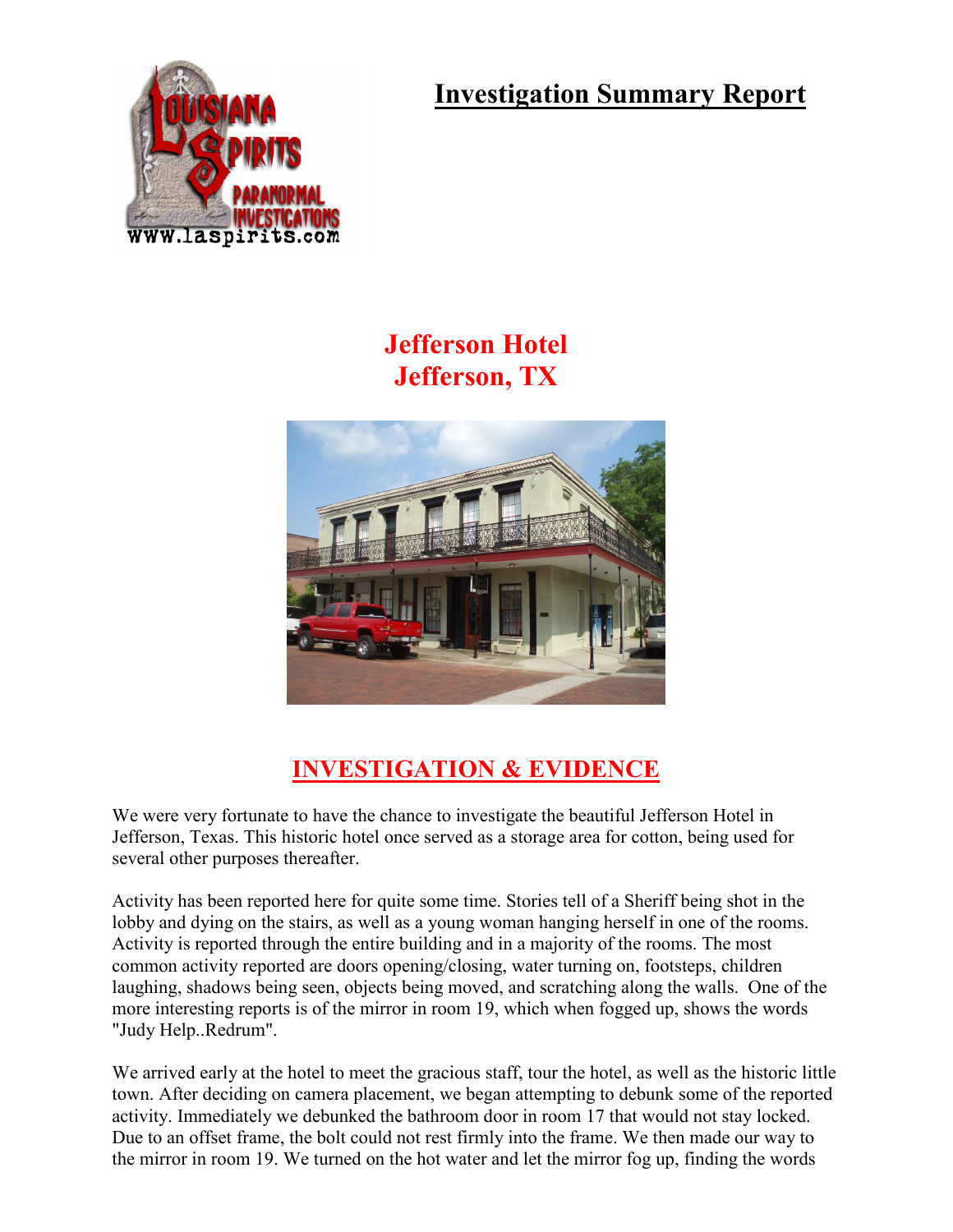# Investigation Summary Report

## Jefferson Hotel
## Jefferson, TX

## INVESTIGATION & EVIDENCE

We were very fortunate to have the chance to investigate the beautiful Jefferson Hotel in Jefferson, Texas. This historic hotel once served as a storage area for cotton, being used for several other purposes thereafter.

Activity has been reported here for quite some time. Stories tell of a Sheriff being shot in the lobby and dying on the stairs, as well as a young woman hanging herself in one of the rooms. Activity is reported through the entire building and in a majority of the rooms. The most common activity reported are doors opening/closing, water turning on, footsteps, children laughing, shadows being seen, objects being moved, and scratching along the walls. One of the more interesting reports is of the mirror in room 19, which when fogged up, shows the words "Judy Help..Redrum".

We arrived early at the hotel to meet the gracious staff, tour the hotel, as well as the historic little town. After deciding on camera placement, we began attempting to debunk some of the reported activity. Immediately we debunked the bathroom door in room 17 that would not stay locked. Due to an offset frame, the bolt could not rest firmly into the frame. We then made our way to the mirror in room 19. We turned on the hot water and let the mirror fog up, finding the words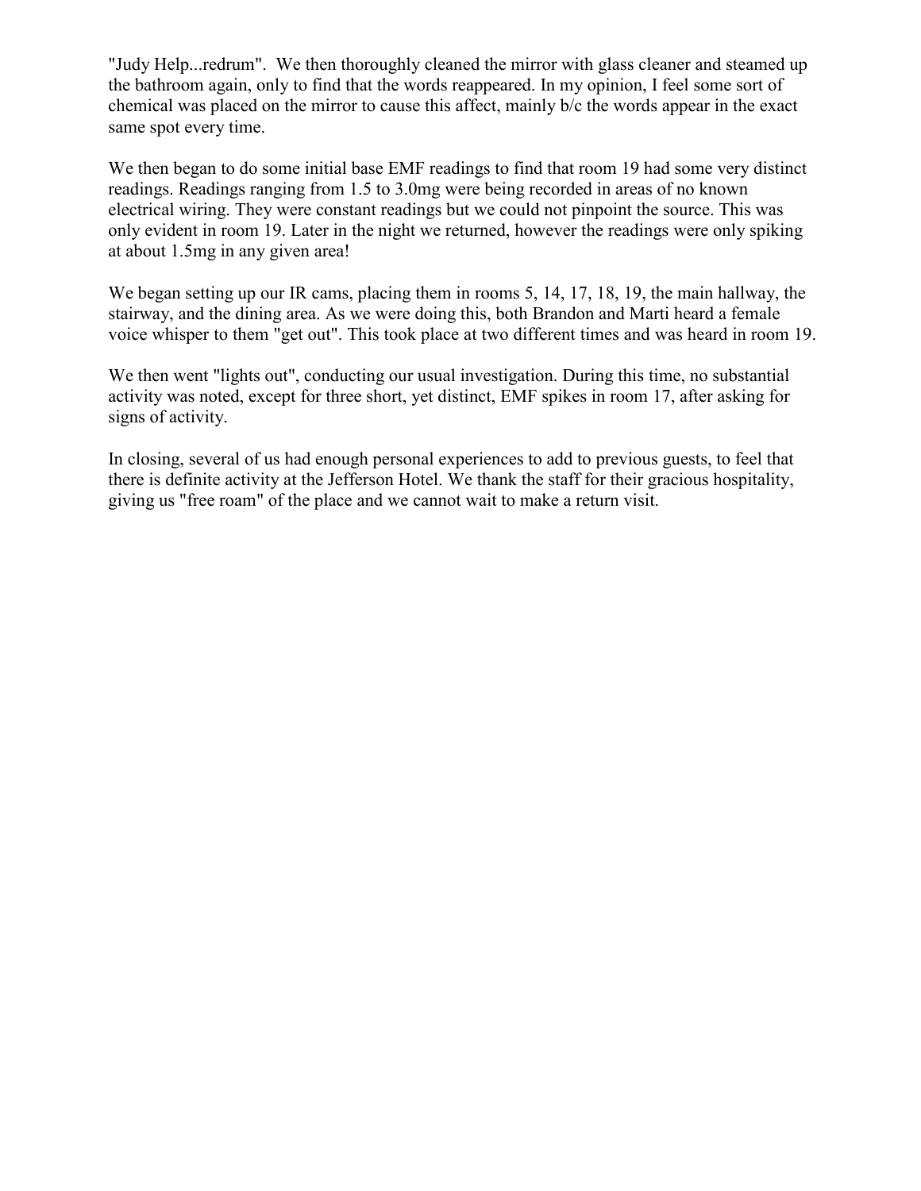"Judy Help...redrum". We then thoroughly cleaned the mirror with glass cleaner and steamed up the bathroom again, only to find that the words reappeared. In my opinion, I feel some sort of chemical was placed on the mirror to cause this affect, mainly b/c the words appear in the exact same spot every time.

We then began to do some initial base EMF readings to find that room 19 had some very distinct readings. Readings ranging from 1.5 to 3.0mg were being recorded in areas of no known electrical wiring. They were constant readings but we could not pinpoint the source. This was only evident in room 19. Later in the night we returned, however the readings were only spiking at about 1.5mg in any given area!

We began setting up our IR cams, placing them in rooms 5, 14, 17, 18, 19, the main hallway, the stairway, and the dining area. As we were doing this, both Brandon and Marti heard a female voice whisper to them "get out". This took place at two different times and was heard in room 19.

We then went "lights out", conducting our usual investigation. During this time, no substantial activity was noted, except for three short, yet distinct, EMF spikes in room 17, after asking for signs of activity.

In closing, several of us had enough personal experiences to add to previous guests, to feel that there is definite activity at the Jefferson Hotel. We thank the staff for their gracious hospitality, giving us "free roam" of the place and we cannot wait to make a return visit.